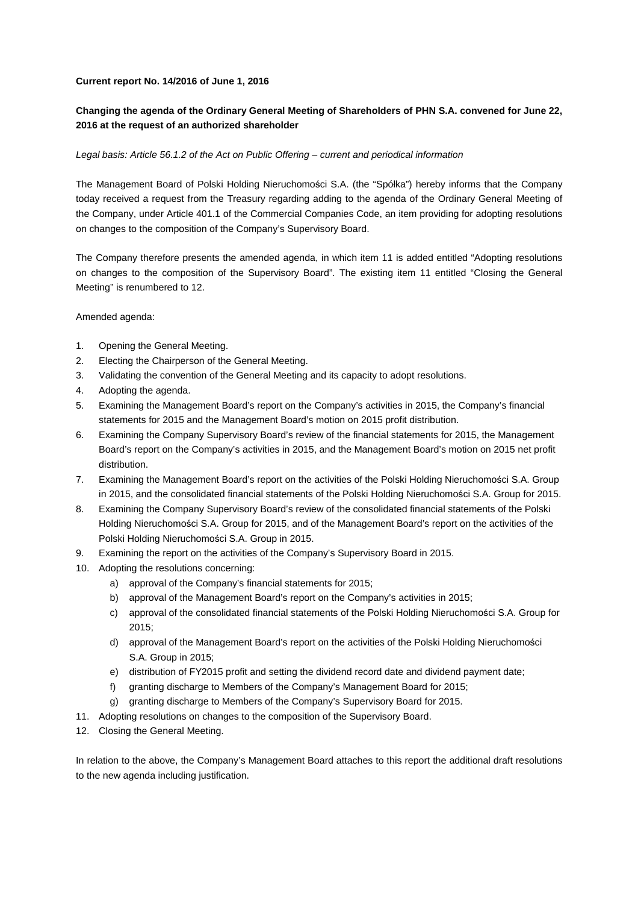**Current report No. 14/2016 of June 1, 2016**

**Changing the agenda of the Ordinary General Meeting of Shareholders of PHN S.A. convened for June 22, 2016 at the request of an authorized shareholder**

*Legal basis: Article 56.1.2 of the Act on Public Offering – current and periodical information*

The Management Board of Polski Holding Nieruchomości S.A. (the "Spółka") hereby informs that the Company today received a request from the Treasury regarding adding to the agenda of the Ordinary General Meeting of the Company, under Article 401.1 of the Commercial Companies Code, an item providing for adopting resolutions on changes to the composition of the Company's Supervisory Board.

The Company therefore presents the amended agenda, in which item 11 is added entitled "Adopting resolutions on changes to the composition of the Supervisory Board". The existing item 11 entitled "Closing the General Meeting" is renumbered to 12.

Amended agenda:

1. Opening the General Meeting.
2. Electing the Chairperson of the General Meeting.
3. Validating the convention of the General Meeting and its capacity to adopt resolutions.
4. Adopting the agenda.
5. Examining the Management Board's report on the Company's activities in 2015, the Company's financial statements for 2015 and the Management Board's motion on 2015 profit distribution.
6. Examining the Company Supervisory Board's review of the financial statements for 2015, the Management Board's report on the Company's activities in 2015, and the Management Board's motion on 2015 net profit distribution.
7. Examining the Management Board's report on the activities of the Polski Holding Nieruchomości S.A. Group in 2015, and the consolidated financial statements of the Polski Holding Nieruchomości S.A. Group for 2015.
8. Examining the Company Supervisory Board's review of the consolidated financial statements of the Polski Holding Nieruchomości S.A. Group for 2015, and of the Management Board's report on the activities of the Polski Holding Nieruchomości S.A. Group in 2015.
9. Examining the report on the activities of the Company's Supervisory Board in 2015.
10. Adopting the resolutions concerning:
    a) approval of the Company's financial statements for 2015;
    b) approval of the Management Board's report on the Company's activities in 2015;
    c) approval of the consolidated financial statements of the Polski Holding Nieruchomości S.A. Group for 2015;
    d) approval of the Management Board's report on the activities of the Polski Holding Nieruchomości S.A. Group in 2015;
    e) distribution of FY2015 profit and setting the dividend record date and dividend payment date;
    f) granting discharge to Members of the Company's Management Board for 2015;
    g) granting discharge to Members of the Company's Supervisory Board for 2015.
11. Adopting resolutions on changes to the composition of the Supervisory Board.
12. Closing the General Meeting.

In relation to the above, the Company's Management Board attaches to this report the additional draft resolutions to the new agenda including justification.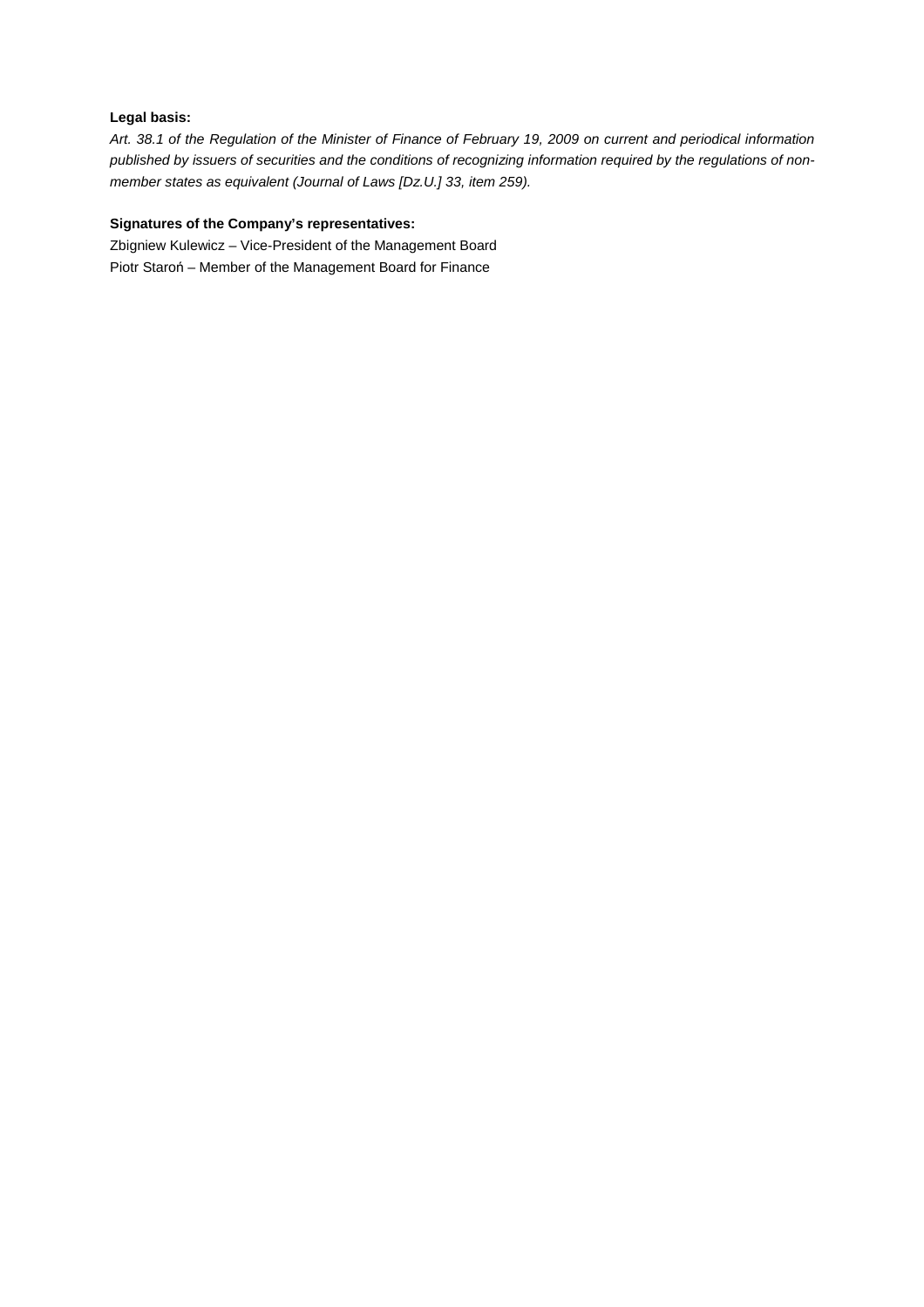**Legal basis:**

*Art. 38.1 of the Regulation of the Minister of Finance of February 19, 2009 on current and periodical information published by issuers of securities and the conditions of recognizing information required by the regulations of non-member states as equivalent (Journal of Laws [Dz.U.] 33, item 259).*

**Signatures of the Company's representatives:**

Zbigniew Kulewicz – Vice-President of the Management Board

Piotr Staroń – Member of the Management Board for Finance